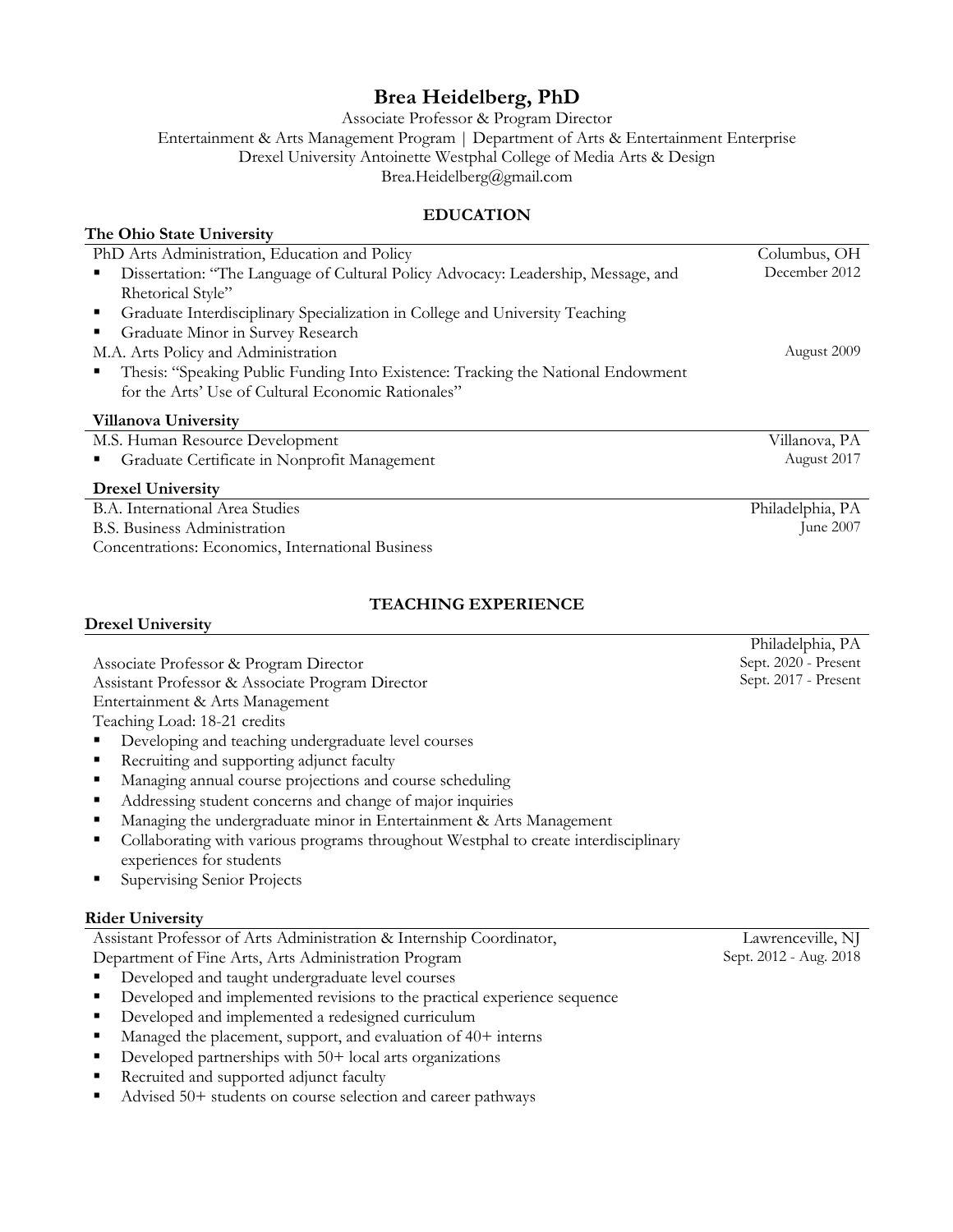# Brea Heidelberg, PhD

Associate Professor & Program Director
Entertainment & Arts Management Program | Department of Arts & Entertainment Enterprise
Drexel University Antoinette Westphal College of Media Arts & Design
Brea.Heidelberg@gmail.com

## EDUCATION

### The Ohio State University

PhD Arts Administration, Education and Policy — Columbus, OH, December 2012

- Dissertation: "The Language of Cultural Policy Advocacy: Leadership, Message, and Rhetorical Style"
- Graduate Interdisciplinary Specialization in College and University Teaching
- Graduate Minor in Survey Research

M.A. Arts Policy and Administration — August 2009

- Thesis: "Speaking Public Funding Into Existence: Tracking the National Endowment for the Arts' Use of Cultural Economic Rationales"

### Villanova University

M.S. Human Resource Development — Villanova, PA, August 2017

- Graduate Certificate in Nonprofit Management

### Drexel University

B.A. International Area Studies — Philadelphia, PA, June 2007
B.S. Business Administration
Concentrations: Economics, International Business

## TEACHING EXPERIENCE

### Drexel University

Philadelphia, PA

Associate Professor & Program Director — Sept. 2020 - Present
Assistant Professor & Associate Program Director — Sept. 2017 - Present
Entertainment & Arts Management
Teaching Load: 18-21 credits

- Developing and teaching undergraduate level courses
- Recruiting and supporting adjunct faculty
- Managing annual course projections and course scheduling
- Addressing student concerns and change of major inquiries
- Managing the undergraduate minor in Entertainment & Arts Management
- Collaborating with various programs throughout Westphal to create interdisciplinary experiences for students
- Supervising Senior Projects

### Rider University

Assistant Professor of Arts Administration & Internship Coordinator, Department of Fine Arts, Arts Administration Program — Lawrenceville, NJ, Sept. 2012 - Aug. 2018

- Developed and taught undergraduate level courses
- Developed and implemented revisions to the practical experience sequence
- Developed and implemented a redesigned curriculum
- Managed the placement, support, and evaluation of 40+ interns
- Developed partnerships with 50+ local arts organizations
- Recruited and supported adjunct faculty
- Advised 50+ students on course selection and career pathways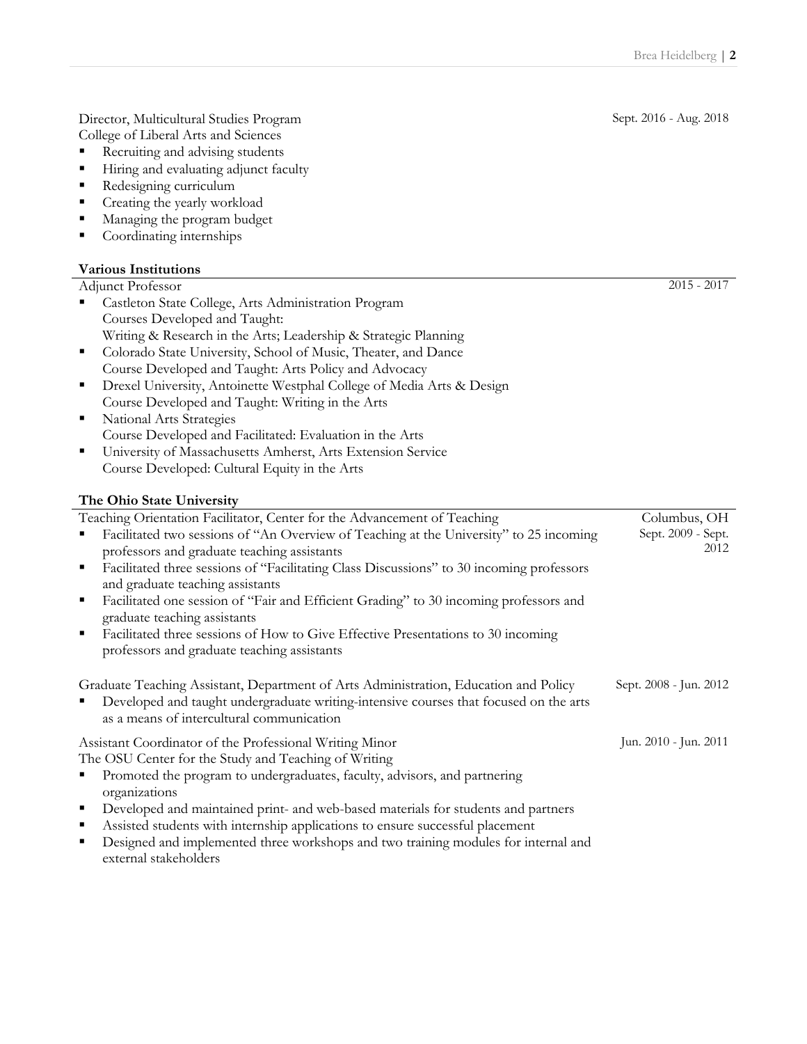Director, Multicultural Studies Program — Sept. 2016 - Aug. 2018
College of Liberal Arts and Sciences

- Recruiting and advising students
- Hiring and evaluating adjunct faculty
- Redesigning curriculum
- Creating the yearly workload
- Managing the program budget
- Coordinating internships

**Various Institutions**

Adjunct Professor — 2015 - 2017

- Castleton State College, Arts Administration Program
  Courses Developed and Taught:
  Writing & Research in the Arts; Leadership & Strategic Planning
- Colorado State University, School of Music, Theater, and Dance
  Course Developed and Taught: Arts Policy and Advocacy
- Drexel University, Antoinette Westphal College of Media Arts & Design
  Course Developed and Taught: Writing in the Arts
- National Arts Strategies
  Course Developed and Facilitated: Evaluation in the Arts
- University of Massachusetts Amherst, Arts Extension Service
  Course Developed: Cultural Equity in the Arts

**The Ohio State University**

Teaching Orientation Facilitator, Center for the Advancement of Teaching — Columbus, OH, Sept. 2009 - Sept. 2012

- Facilitated two sessions of "An Overview of Teaching at the University" to 25 incoming professors and graduate teaching assistants
- Facilitated three sessions of "Facilitating Class Discussions" to 30 incoming professors and graduate teaching assistants
- Facilitated one session of "Fair and Efficient Grading" to 30 incoming professors and graduate teaching assistants
- Facilitated three sessions of How to Give Effective Presentations to 30 incoming professors and graduate teaching assistants

Graduate Teaching Assistant, Department of Arts Administration, Education and Policy — Sept. 2008 - Jun. 2012

- Developed and taught undergraduate writing-intensive courses that focused on the arts as a means of intercultural communication

Assistant Coordinator of the Professional Writing Minor — Jun. 2010 - Jun. 2011
The OSU Center for the Study and Teaching of Writing

- Promoted the program to undergraduates, faculty, advisors, and partnering organizations
- Developed and maintained print- and web-based materials for students and partners
- Assisted students with internship applications to ensure successful placement
- Designed and implemented three workshops and two training modules for internal and external stakeholders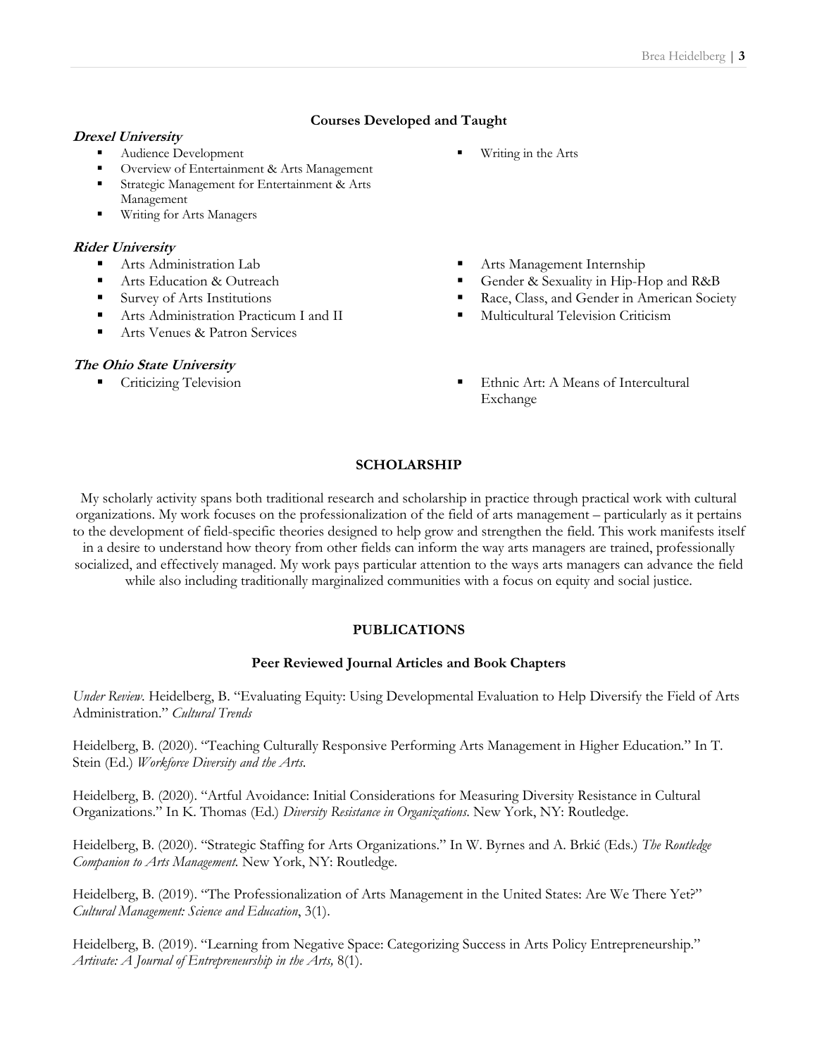## Courses Developed and Taught

***Drexel University***

- Audience Development
- Overview of Entertainment & Arts Management
- Strategic Management for Entertainment & Arts Management
- Writing for Arts Managers
- Writing in the Arts

***Rider University***

- Arts Administration Lab
- Arts Education & Outreach
- Survey of Arts Institutions
- Arts Administration Practicum I and II
- Arts Venues & Patron Services
- Arts Management Internship
- Gender & Sexuality in Hip-Hop and R&B
- Race, Class, and Gender in American Society
- Multicultural Television Criticism

***The Ohio State University***

- Criticizing Television
- Ethnic Art: A Means of Intercultural Exchange

## SCHOLARSHIP

My scholarly activity spans both traditional research and scholarship in practice through practical work with cultural organizations. My work focuses on the professionalization of the field of arts management – particularly as it pertains to the development of field-specific theories designed to help grow and strengthen the field. This work manifests itself in a desire to understand how theory from other fields can inform the way arts managers are trained, professionally socialized, and effectively managed. My work pays particular attention to the ways arts managers can advance the field while also including traditionally marginalized communities with a focus on equity and social justice.

## PUBLICATIONS

### Peer Reviewed Journal Articles and Book Chapters

*Under Review*. Heidelberg, B. "Evaluating Equity: Using Developmental Evaluation to Help Diversify the Field of Arts Administration." *Cultural Trends*

Heidelberg, B. (2020). "Teaching Culturally Responsive Performing Arts Management in Higher Education." In T. Stein (Ed.) *Workforce Diversity and the Arts*.

Heidelberg, B. (2020). "Artful Avoidance: Initial Considerations for Measuring Diversity Resistance in Cultural Organizations." In K. Thomas (Ed.) *Diversity Resistance in Organizations*. New York, NY: Routledge.

Heidelberg, B. (2020). "Strategic Staffing for Arts Organizations." In W. Byrnes and A. Brkić (Eds.) *The Routledge Companion to Arts Management*. New York, NY: Routledge.

Heidelberg, B. (2019). "The Professionalization of Arts Management in the United States: Are We There Yet?" *Cultural Management: Science and Education*, 3(1).

Heidelberg, B. (2019). "Learning from Negative Space: Categorizing Success in Arts Policy Entrepreneurship." *Artivate: A Journal of Entrepreneurship in the Arts,* 8(1).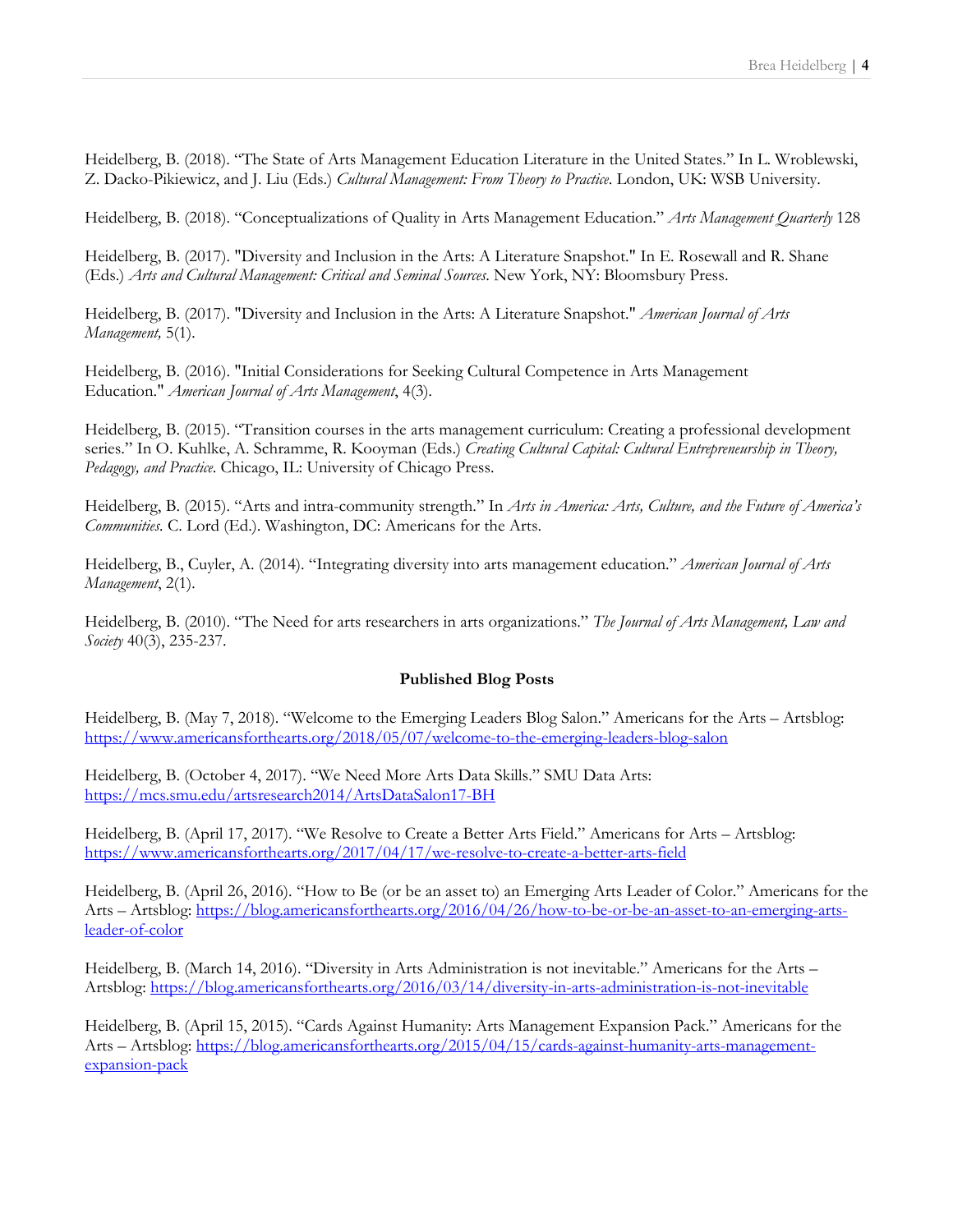Heidelberg, B. (2018). "The State of Arts Management Education Literature in the United States." In L. Wroblewski, Z. Dacko-Pikiewicz, and J. Liu (Eds.) *Cultural Management: From Theory to Practice*. London, UK: WSB University.

Heidelberg, B. (2018). "Conceptualizations of Quality in Arts Management Education." *Arts Management Quarterly* 128

Heidelberg, B. (2017). "Diversity and Inclusion in the Arts: A Literature Snapshot." In E. Rosewall and R. Shane (Eds.) *Arts and Cultural Management: Critical and Seminal Sources*. New York, NY: Bloomsbury Press.

Heidelberg, B. (2017). "Diversity and Inclusion in the Arts: A Literature Snapshot." *American Journal of Arts Management,* 5(1).

Heidelberg, B. (2016). "Initial Considerations for Seeking Cultural Competence in Arts Management Education." *American Journal of Arts Management*, 4(3).

Heidelberg, B. (2015). "Transition courses in the arts management curriculum: Creating a professional development series." In O. Kuhlke, A. Schramme, R. Kooyman (Eds.) *Creating Cultural Capital: Cultural Entrepreneurship in Theory, Pedagogy, and Practice*. Chicago, IL: University of Chicago Press.

Heidelberg, B. (2015). "Arts and intra-community strength." In *Arts in America: Arts, Culture, and the Future of America's Communities*. C. Lord (Ed.). Washington, DC: Americans for the Arts.

Heidelberg, B., Cuyler, A. (2014). "Integrating diversity into arts management education." *American Journal of Arts Management*, 2(1).

Heidelberg, B. (2010). "The Need for arts researchers in arts organizations." *The Journal of Arts Management, Law and Society* 40(3), 235-237.

**Published Blog Posts**

Heidelberg, B. (May 7, 2018). "Welcome to the Emerging Leaders Blog Salon." Americans for the Arts – Artsblog: https://www.americansforthearts.org/2018/05/07/welcome-to-the-emerging-leaders-blog-salon

Heidelberg, B. (October 4, 2017). "We Need More Arts Data Skills." SMU Data Arts: https://mcs.smu.edu/artsresearch2014/ArtsDataSalon17-BH

Heidelberg, B. (April 17, 2017). "We Resolve to Create a Better Arts Field." Americans for Arts – Artsblog: https://www.americansforthearts.org/2017/04/17/we-resolve-to-create-a-better-arts-field

Heidelberg, B. (April 26, 2016). "How to Be (or be an asset to) an Emerging Arts Leader of Color." Americans for the Arts – Artsblog: https://blog.americansforthearts.org/2016/04/26/how-to-be-or-be-an-asset-to-an-emerging-arts-leader-of-color

Heidelberg, B. (March 14, 2016). "Diversity in Arts Administration is not inevitable." Americans for the Arts – Artsblog: https://blog.americansforthearts.org/2016/03/14/diversity-in-arts-administration-is-not-inevitable

Heidelberg, B. (April 15, 2015). "Cards Against Humanity: Arts Management Expansion Pack." Americans for the Arts – Artsblog: https://blog.americansforthearts.org/2015/04/15/cards-against-humanity-arts-management-expansion-pack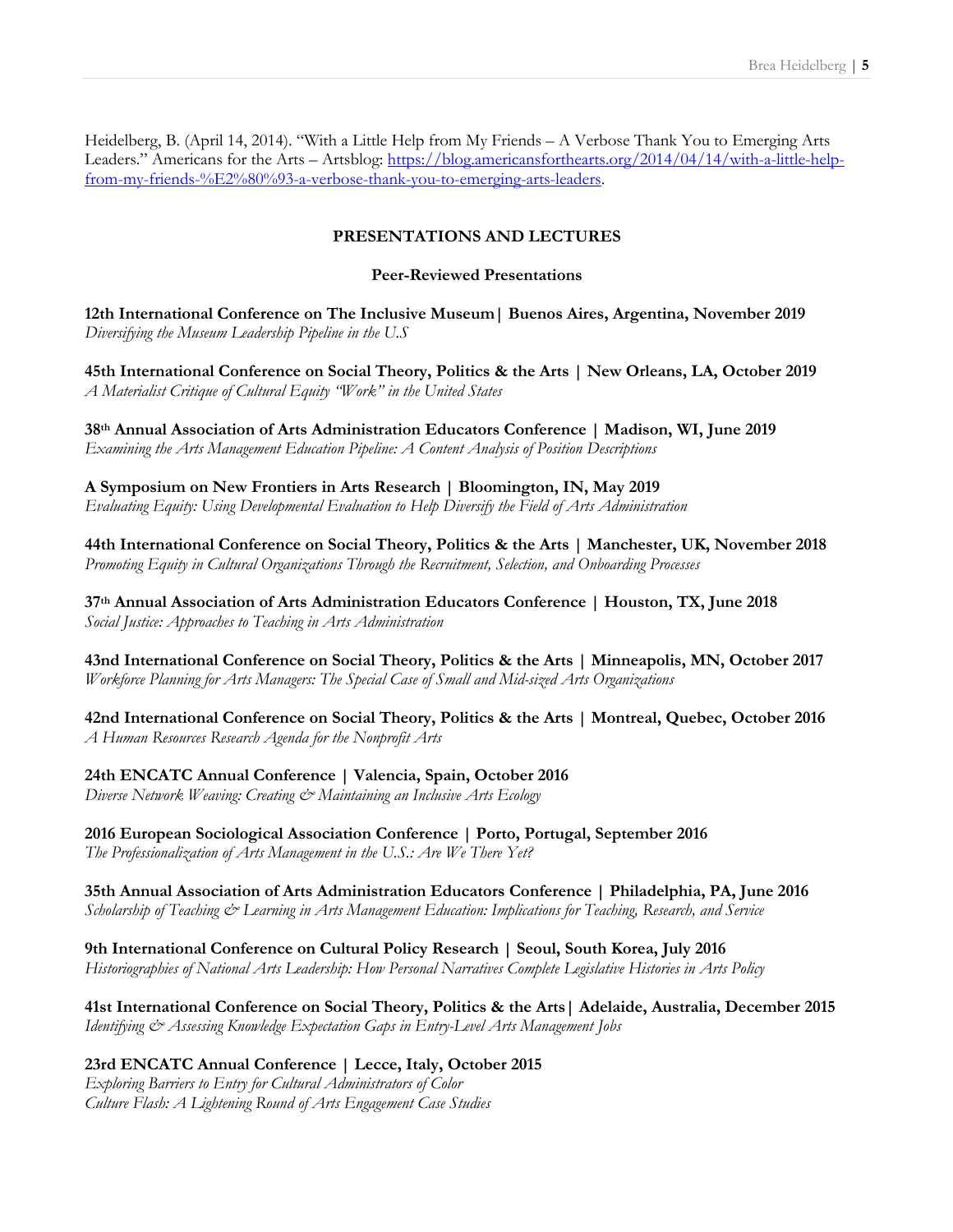Heidelberg, B. (April 14, 2014). "With a Little Help from My Friends – A Verbose Thank You to Emerging Arts Leaders." Americans for the Arts – Artsblog: [https://blog.americansforthearts.org/2014/04/14/with-a-little-help-from-my-friends-%E2%80%93-a-verbose-thank-you-to-emerging-arts-leaders](https://blog.americansforthearts.org/2014/04/14/with-a-little-help-from-my-friends-%E2%80%93-a-verbose-thank-you-to-emerging-arts-leaders).

## PRESENTATIONS AND LECTURES

### Peer-Reviewed Presentations

**12th International Conference on The Inclusive Museum| Buenos Aires, Argentina, November 2019**
*Diversifying the Museum Leadership Pipeline in the U.S*

**45th International Conference on Social Theory, Politics & the Arts | New Orleans, LA, October 2019**
*A Materialist Critique of Cultural Equity "Work" in the United States*

**38th Annual Association of Arts Administration Educators Conference | Madison, WI, June 2019**
*Examining the Arts Management Education Pipeline: A Content Analysis of Position Descriptions*

**A Symposium on New Frontiers in Arts Research | Bloomington, IN, May 2019**
*Evaluating Equity: Using Developmental Evaluation to Help Diversify the Field of Arts Administration*

**44th International Conference on Social Theory, Politics & the Arts | Manchester, UK, November 2018**
*Promoting Equity in Cultural Organizations Through the Recruitment, Selection, and Onboarding Processes*

**37th Annual Association of Arts Administration Educators Conference | Houston, TX, June 2018**
*Social Justice: Approaches to Teaching in Arts Administration*

**43nd International Conference on Social Theory, Politics & the Arts | Minneapolis, MN, October 2017**
*Workforce Planning for Arts Managers: The Special Case of Small and Mid-sized Arts Organizations*

**42nd International Conference on Social Theory, Politics & the Arts | Montreal, Quebec, October 2016**
*A Human Resources Research Agenda for the Nonprofit Arts*

**24th ENCATC Annual Conference | Valencia, Spain, October 2016**
*Diverse Network Weaving: Creating & Maintaining an Inclusive Arts Ecology*

**2016 European Sociological Association Conference | Porto, Portugal, September 2016**
*The Professionalization of Arts Management in the U.S.: Are We There Yet?*

**35th Annual Association of Arts Administration Educators Conference | Philadelphia, PA, June 2016**
*Scholarship of Teaching & Learning in Arts Management Education: Implications for Teaching, Research, and Service*

**9th International Conference on Cultural Policy Research | Seoul, South Korea, July 2016**
*Historiographies of National Arts Leadership: How Personal Narratives Complete Legislative Histories in Arts Policy*

**41st International Conference on Social Theory, Politics & the Arts| Adelaide, Australia, December 2015**
*Identifying & Assessing Knowledge Expectation Gaps in Entry-Level Arts Management Jobs*

**23rd ENCATC Annual Conference | Lecce, Italy, October 2015**
*Exploring Barriers to Entry for Cultural Administrators of Color*
*Culture Flash: A Lightening Round of Arts Engagement Case Studies*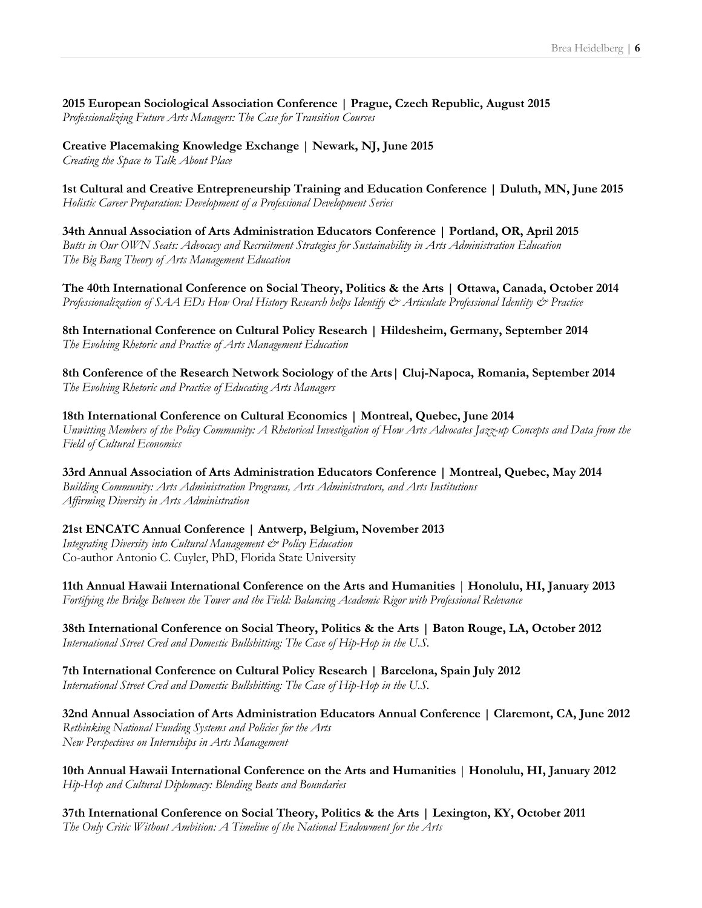**2015 European Sociological Association Conference | Prague, Czech Republic, August 2015**
*Professionalizing Future Arts Managers: The Case for Transition Courses*

**Creative Placemaking Knowledge Exchange | Newark, NJ, June 2015**
*Creating the Space to Talk About Place*

**1st Cultural and Creative Entrepreneurship Training and Education Conference | Duluth, MN, June 2015**
*Holistic Career Preparation: Development of a Professional Development Series*

**34th Annual Association of Arts Administration Educators Conference | Portland, OR, April 2015**
*Butts in Our OWN Seats: Advocacy and Recruitment Strategies for Sustainability in Arts Administration Education*
*The Big Bang Theory of Arts Management Education*

**The 40th International Conference on Social Theory, Politics & the Arts | Ottawa, Canada, October 2014**
*Professionalization of SAA EDs How Oral History Research helps Identify & Articulate Professional Identity & Practice*

**8th International Conference on Cultural Policy Research | Hildesheim, Germany, September 2014**
*The Evolving Rhetoric and Practice of Arts Management Education*

**8th Conference of the Research Network Sociology of the Arts| Cluj-Napoca, Romania, September 2014**
*The Evolving Rhetoric and Practice of Educating Arts Managers*

**18th International Conference on Cultural Economics | Montreal, Quebec, June 2014**
*Unwitting Members of the Policy Community: A Rhetorical Investigation of How Arts Advocates Jazz-up Concepts and Data from the Field of Cultural Economics*

**33rd Annual Association of Arts Administration Educators Conference | Montreal, Quebec, May 2014**
*Building Community: Arts Administration Programs, Arts Administrators, and Arts Institutions*
*Affirming Diversity in Arts Administration*

**21st ENCATC Annual Conference | Antwerp, Belgium, November 2013**
*Integrating Diversity into Cultural Management & Policy Education*
Co-author Antonio C. Cuyler, PhD, Florida State University

**11th Annual Hawaii International Conference on the Arts and Humanities | Honolulu, HI, January 2013**
*Fortifying the Bridge Between the Tower and the Field: Balancing Academic Rigor with Professional Relevance*

**38th International Conference on Social Theory, Politics & the Arts | Baton Rouge, LA, October 2012**
*International Street Cred and Domestic Bullshitting: The Case of Hip-Hop in the U.S.*

**7th International Conference on Cultural Policy Research | Barcelona, Spain July 2012**
*International Street Cred and Domestic Bullshitting: The Case of Hip-Hop in the U.S.*

**32nd Annual Association of Arts Administration Educators Annual Conference | Claremont, CA, June 2012**
*Rethinking National Funding Systems and Policies for the Arts*
*New Perspectives on Internships in Arts Management*

**10th Annual Hawaii International Conference on the Arts and Humanities | Honolulu, HI, January 2012**
*Hip-Hop and Cultural Diplomacy: Blending Beats and Boundaries*

**37th International Conference on Social Theory, Politics & the Arts | Lexington, KY, October 2011**
*The Only Critic Without Ambition: A Timeline of the National Endowment for the Arts*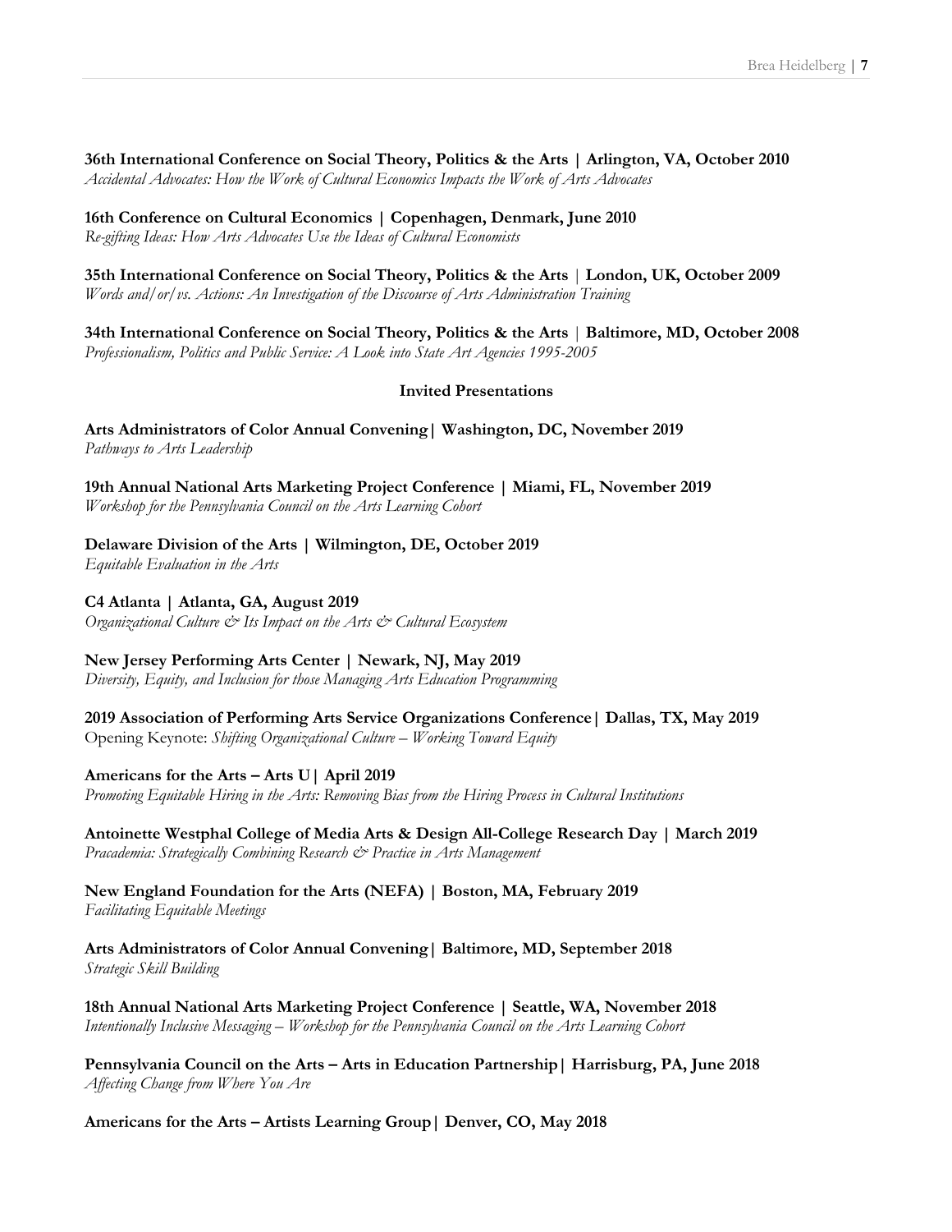**36th International Conference on Social Theory, Politics & the Arts | Arlington, VA, October 2010**
*Accidental Advocates: How the Work of Cultural Economics Impacts the Work of Arts Advocates*

**16th Conference on Cultural Economics | Copenhagen, Denmark, June 2010**
*Re-gifting Ideas: How Arts Advocates Use the Ideas of Cultural Economists*

**35th International Conference on Social Theory, Politics & the Arts | London, UK, October 2009**
*Words and/or/vs. Actions: An Investigation of the Discourse of Arts Administration Training*

**34th International Conference on Social Theory, Politics & the Arts | Baltimore, MD, October 2008**
*Professionalism, Politics and Public Service: A Look into State Art Agencies 1995-2005*

### Invited Presentations

**Arts Administrators of Color Annual Convening | Washington, DC, November 2019**
*Pathways to Arts Leadership*

**19th Annual National Arts Marketing Project Conference | Miami, FL, November 2019**
*Workshop for the Pennsylvania Council on the Arts Learning Cohort*

**Delaware Division of the Arts | Wilmington, DE, October 2019**
*Equitable Evaluation in the Arts*

**C4 Atlanta | Atlanta, GA, August 2019**
*Organizational Culture & Its Impact on the Arts & Cultural Ecosystem*

**New Jersey Performing Arts Center | Newark, NJ, May 2019**
*Diversity, Equity, and Inclusion for those Managing Arts Education Programming*

**2019 Association of Performing Arts Service Organizations Conference | Dallas, TX, May 2019**
Opening Keynote: *Shifting Organizational Culture – Working Toward Equity*

**Americans for the Arts – Arts U | April 2019**
*Promoting Equitable Hiring in the Arts: Removing Bias from the Hiring Process in Cultural Institutions*

**Antoinette Westphal College of Media Arts & Design All-College Research Day | March 2019**
*Pracademia: Strategically Combining Research & Practice in Arts Management*

**New England Foundation for the Arts (NEFA) | Boston, MA, February 2019**
*Facilitating Equitable Meetings*

**Arts Administrators of Color Annual Convening | Baltimore, MD, September 2018**
*Strategic Skill Building*

**18th Annual National Arts Marketing Project Conference | Seattle, WA, November 2018**
*Intentionally Inclusive Messaging – Workshop for the Pennsylvania Council on the Arts Learning Cohort*

**Pennsylvania Council on the Arts – Arts in Education Partnership | Harrisburg, PA, June 2018**
*Affecting Change from Where You Are*

**Americans for the Arts – Artists Learning Group | Denver, CO, May 2018**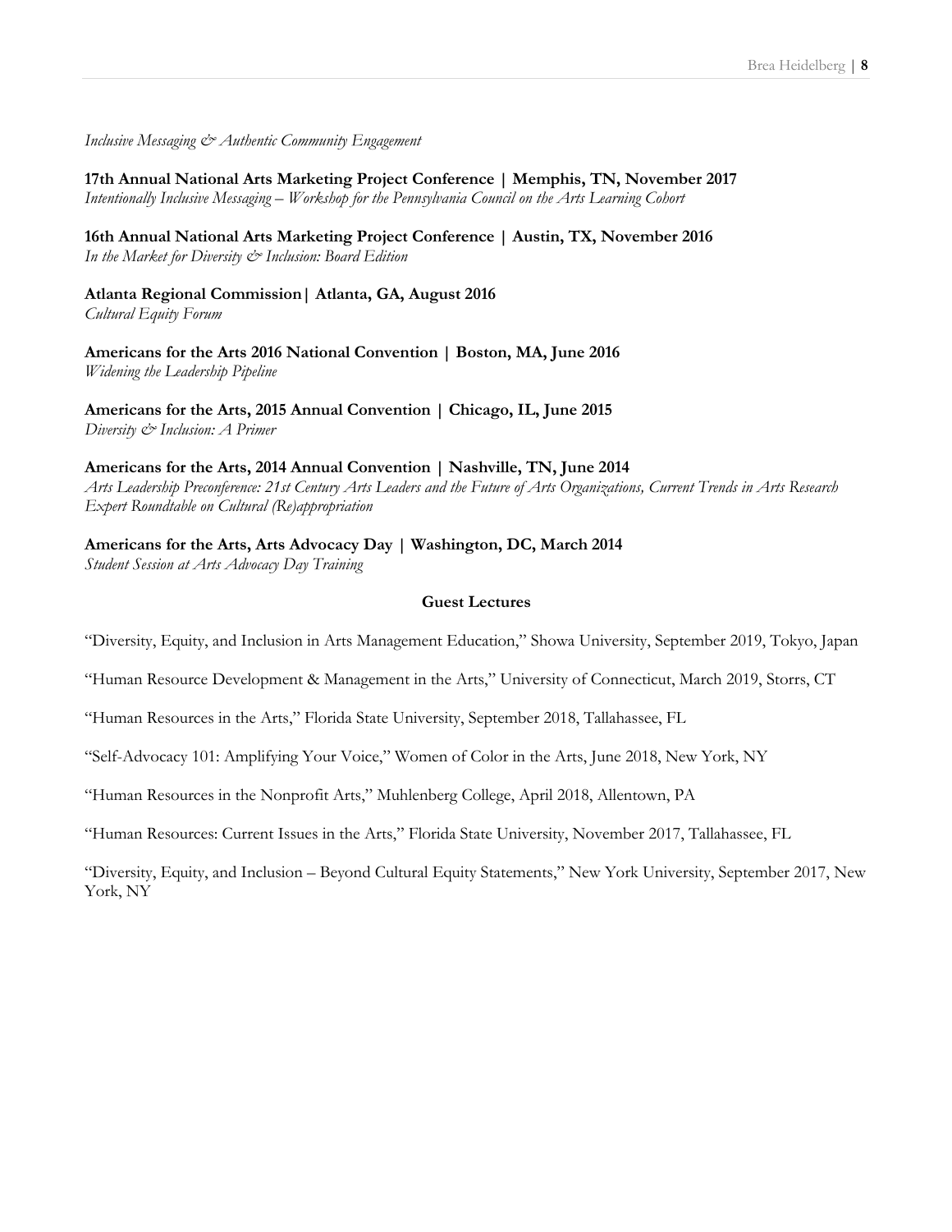*Inclusive Messaging & Authentic Community Engagement*

**17th Annual National Arts Marketing Project Conference | Memphis, TN, November 2017**
*Intentionally Inclusive Messaging – Workshop for the Pennsylvania Council on the Arts Learning Cohort*

**16th Annual National Arts Marketing Project Conference | Austin, TX, November 2016**
*In the Market for Diversity & Inclusion: Board Edition*

**Atlanta Regional Commission| Atlanta, GA, August 2016**
*Cultural Equity Forum*

**Americans for the Arts 2016 National Convention | Boston, MA, June 2016**
*Widening the Leadership Pipeline*

**Americans for the Arts, 2015 Annual Convention | Chicago, IL, June 2015**
*Diversity & Inclusion: A Primer*

**Americans for the Arts, 2014 Annual Convention | Nashville, TN, June 2014**
*Arts Leadership Preconference: 21st Century Arts Leaders and the Future of Arts Organizations, Current Trends in Arts Research Expert Roundtable on Cultural (Re)appropriation*

**Americans for the Arts, Arts Advocacy Day | Washington, DC, March 2014**
*Student Session at Arts Advocacy Day Training*

## Guest Lectures

"Diversity, Equity, and Inclusion in Arts Management Education," Showa University, September 2019, Tokyo, Japan

"Human Resource Development & Management in the Arts," University of Connecticut, March 2019, Storrs, CT

"Human Resources in the Arts," Florida State University, September 2018, Tallahassee, FL

"Self-Advocacy 101: Amplifying Your Voice," Women of Color in the Arts, June 2018, New York, NY

"Human Resources in the Nonprofit Arts," Muhlenberg College, April 2018, Allentown, PA

"Human Resources: Current Issues in the Arts," Florida State University, November 2017, Tallahassee, FL

"Diversity, Equity, and Inclusion – Beyond Cultural Equity Statements," New York University, September 2017, New York, NY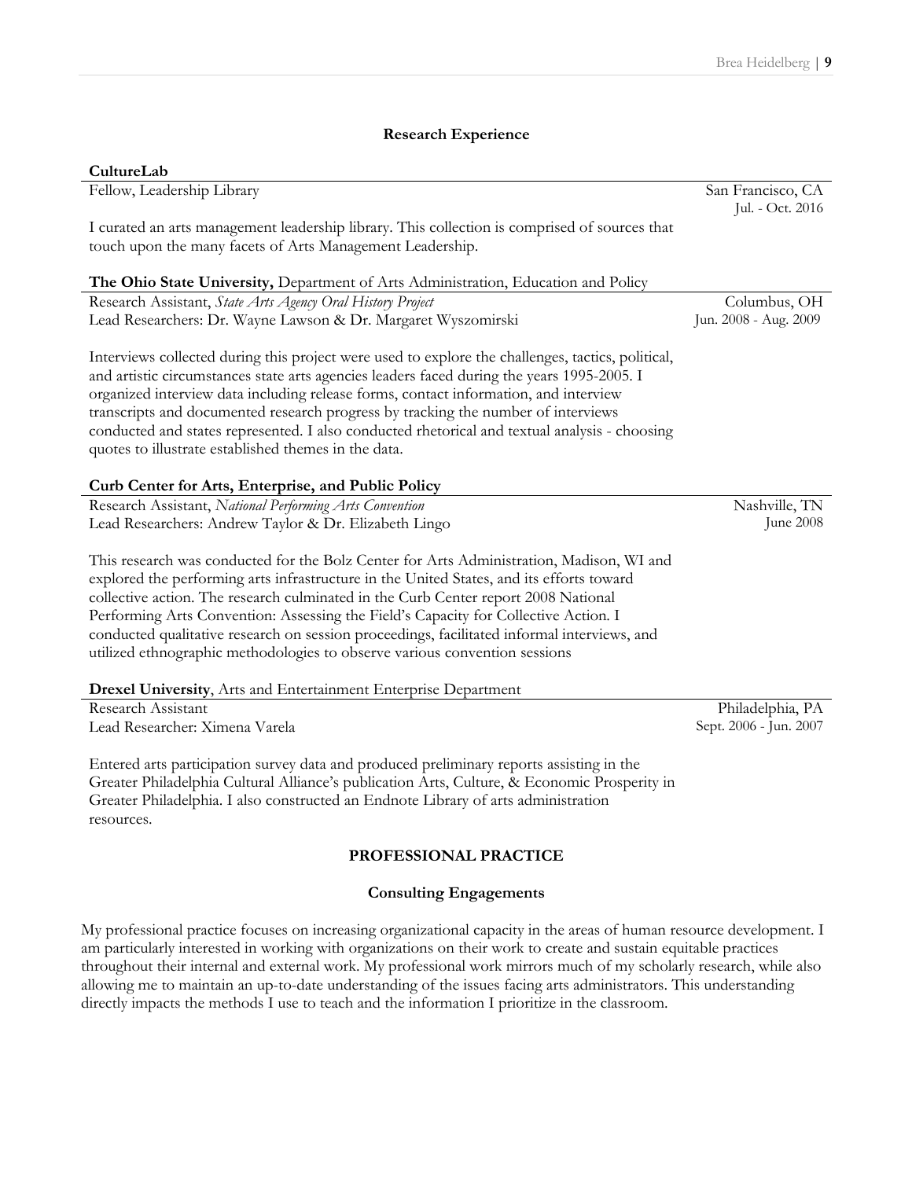## Research Experience

**CultureLab**

Fellow, Leadership Library — San Francisco, CA, Jul. - Oct. 2016

I curated an arts management leadership library. This collection is comprised of sources that touch upon the many facets of Arts Management Leadership.

**The Ohio State University,** Department of Arts Administration, Education and Policy

Research Assistant, *State Arts Agency Oral History Project* — Columbus, OH
Lead Researchers: Dr. Wayne Lawson & Dr. Margaret Wyszomirski — Jun. 2008 - Aug. 2009

Interviews collected during this project were used to explore the challenges, tactics, political, and artistic circumstances state arts agencies leaders faced during the years 1995-2005. I organized interview data including release forms, contact information, and interview transcripts and documented research progress by tracking the number of interviews conducted and states represented. I also conducted rhetorical and textual analysis - choosing quotes to illustrate established themes in the data.

**Curb Center for Arts, Enterprise, and Public Policy**

Research Assistant, *National Performing Arts Convention* — Nashville, TN
Lead Researchers: Andrew Taylor & Dr. Elizabeth Lingo — June 2008

This research was conducted for the Bolz Center for Arts Administration, Madison, WI and explored the performing arts infrastructure in the United States, and its efforts toward collective action. The research culminated in the Curb Center report 2008 National Performing Arts Convention: Assessing the Field's Capacity for Collective Action. I conducted qualitative research on session proceedings, facilitated informal interviews, and utilized ethnographic methodologies to observe various convention sessions

**Drexel University**, Arts and Entertainment Enterprise Department

Research Assistant — Philadelphia, PA
Lead Researcher: Ximena Varela — Sept. 2006 - Jun. 2007

Entered arts participation survey data and produced preliminary reports assisting in the Greater Philadelphia Cultural Alliance's publication Arts, Culture, & Economic Prosperity in Greater Philadelphia. I also constructed an Endnote Library of arts administration resources.

# PROFESSIONAL PRACTICE

## Consulting Engagements

My professional practice focuses on increasing organizational capacity in the areas of human resource development. I am particularly interested in working with organizations on their work to create and sustain equitable practices throughout their internal and external work. My professional work mirrors much of my scholarly research, while also allowing me to maintain an up-to-date understanding of the issues facing arts administrators. This understanding directly impacts the methods I use to teach and the information I prioritize in the classroom.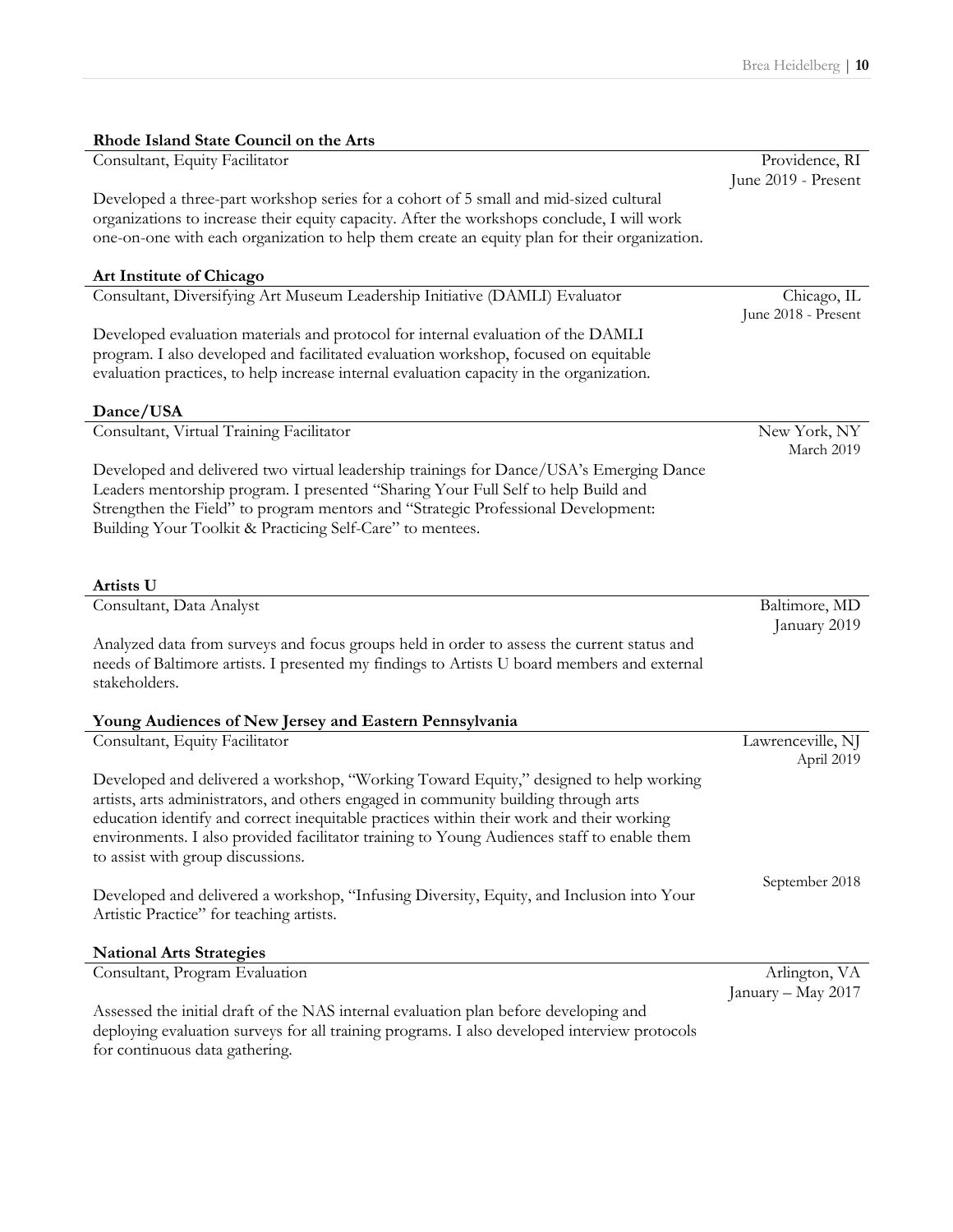**Rhode Island State Council on the Arts**

Consultant, Equity Facilitator — Providence, RI
June 2019 - Present

Developed a three-part workshop series for a cohort of 5 small and mid-sized cultural organizations to increase their equity capacity. After the workshops conclude, I will work one-on-one with each organization to help them create an equity plan for their organization.

**Art Institute of Chicago**

Consultant, Diversifying Art Museum Leadership Initiative (DAMLI) Evaluator — Chicago, IL
June 2018 - Present

Developed evaluation materials and protocol for internal evaluation of the DAMLI program. I also developed and facilitated evaluation workshop, focused on equitable evaluation practices, to help increase internal evaluation capacity in the organization.

**Dance/USA**

Consultant, Virtual Training Facilitator — New York, NY
March 2019

Developed and delivered two virtual leadership trainings for Dance/USA's Emerging Dance Leaders mentorship program. I presented "Sharing Your Full Self to help Build and Strengthen the Field" to program mentors and "Strategic Professional Development: Building Your Toolkit & Practicing Self-Care" to mentees.

**Artists U**

Consultant, Data Analyst — Baltimore, MD
January 2019

Analyzed data from surveys and focus groups held in order to assess the current status and needs of Baltimore artists. I presented my findings to Artists U board members and external stakeholders.

**Young Audiences of New Jersey and Eastern Pennsylvania**

Consultant, Equity Facilitator — Lawrenceville, NJ
April 2019

Developed and delivered a workshop, "Working Toward Equity," designed to help working artists, arts administrators, and others engaged in community building through arts education identify and correct inequitable practices within their work and their working environments. I also provided facilitator training to Young Audiences staff to enable them to assist with group discussions.

September 2018

Developed and delivered a workshop, "Infusing Diversity, Equity, and Inclusion into Your Artistic Practice" for teaching artists.

**National Arts Strategies**

Consultant, Program Evaluation — Arlington, VA
January – May 2017

Assessed the initial draft of the NAS internal evaluation plan before developing and deploying evaluation surveys for all training programs. I also developed interview protocols for continuous data gathering.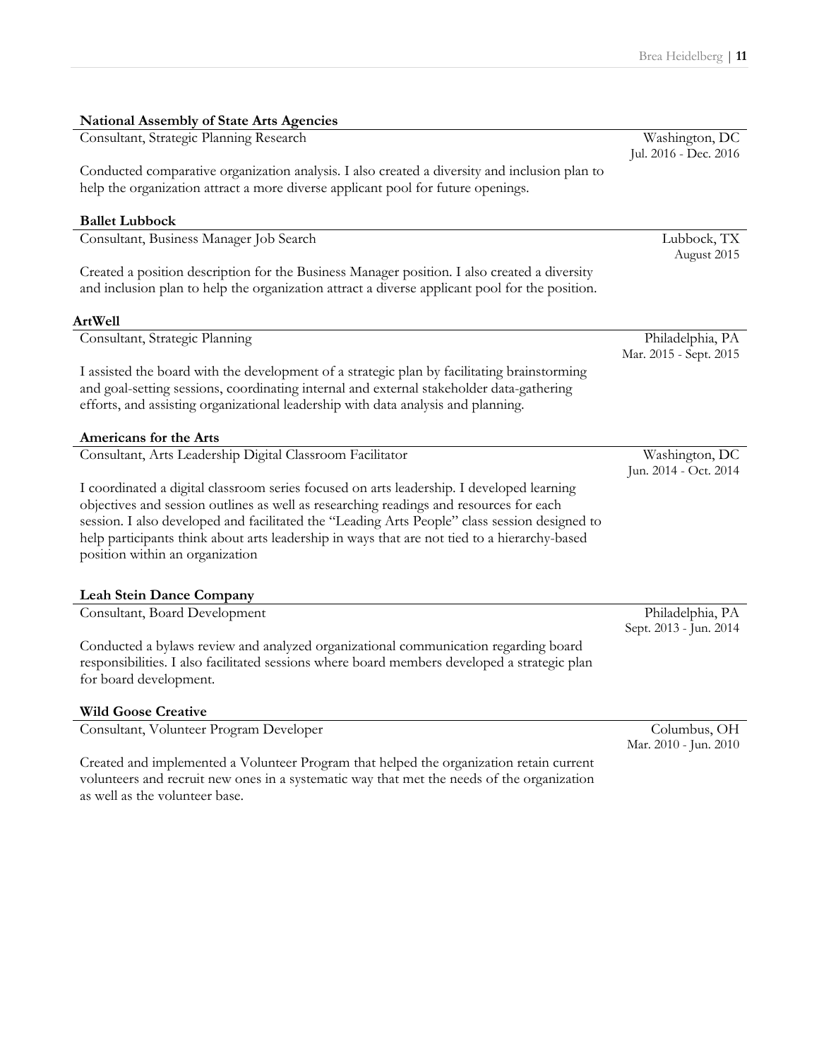**National Assembly of State Arts Agencies**

Consultant, Strategic Planning Research — Washington, DC — Jul. 2016 - Dec. 2016

Conducted comparative organization analysis. I also created a diversity and inclusion plan to help the organization attract a more diverse applicant pool for future openings.

**Ballet Lubbock**

Consultant, Business Manager Job Search — Lubbock, TX — August 2015

Created a position description for the Business Manager position. I also created a diversity and inclusion plan to help the organization attract a diverse applicant pool for the position.

**ArtWell**

Consultant, Strategic Planning — Philadelphia, PA — Mar. 2015 - Sept. 2015

I assisted the board with the development of a strategic plan by facilitating brainstorming and goal-setting sessions, coordinating internal and external stakeholder data-gathering efforts, and assisting organizational leadership with data analysis and planning.

**Americans for the Arts**

Consultant, Arts Leadership Digital Classroom Facilitator — Washington, DC — Jun. 2014 - Oct. 2014

I coordinated a digital classroom series focused on arts leadership. I developed learning objectives and session outlines as well as researching readings and resources for each session. I also developed and facilitated the "Leading Arts People" class session designed to help participants think about arts leadership in ways that are not tied to a hierarchy-based position within an organization

**Leah Stein Dance Company**

Consultant, Board Development — Philadelphia, PA — Sept. 2013 - Jun. 2014

Conducted a bylaws review and analyzed organizational communication regarding board responsibilities. I also facilitated sessions where board members developed a strategic plan for board development.

**Wild Goose Creative**

Consultant, Volunteer Program Developer — Columbus, OH — Mar. 2010 - Jun. 2010

Created and implemented a Volunteer Program that helped the organization retain current volunteers and recruit new ones in a systematic way that met the needs of the organization as well as the volunteer base.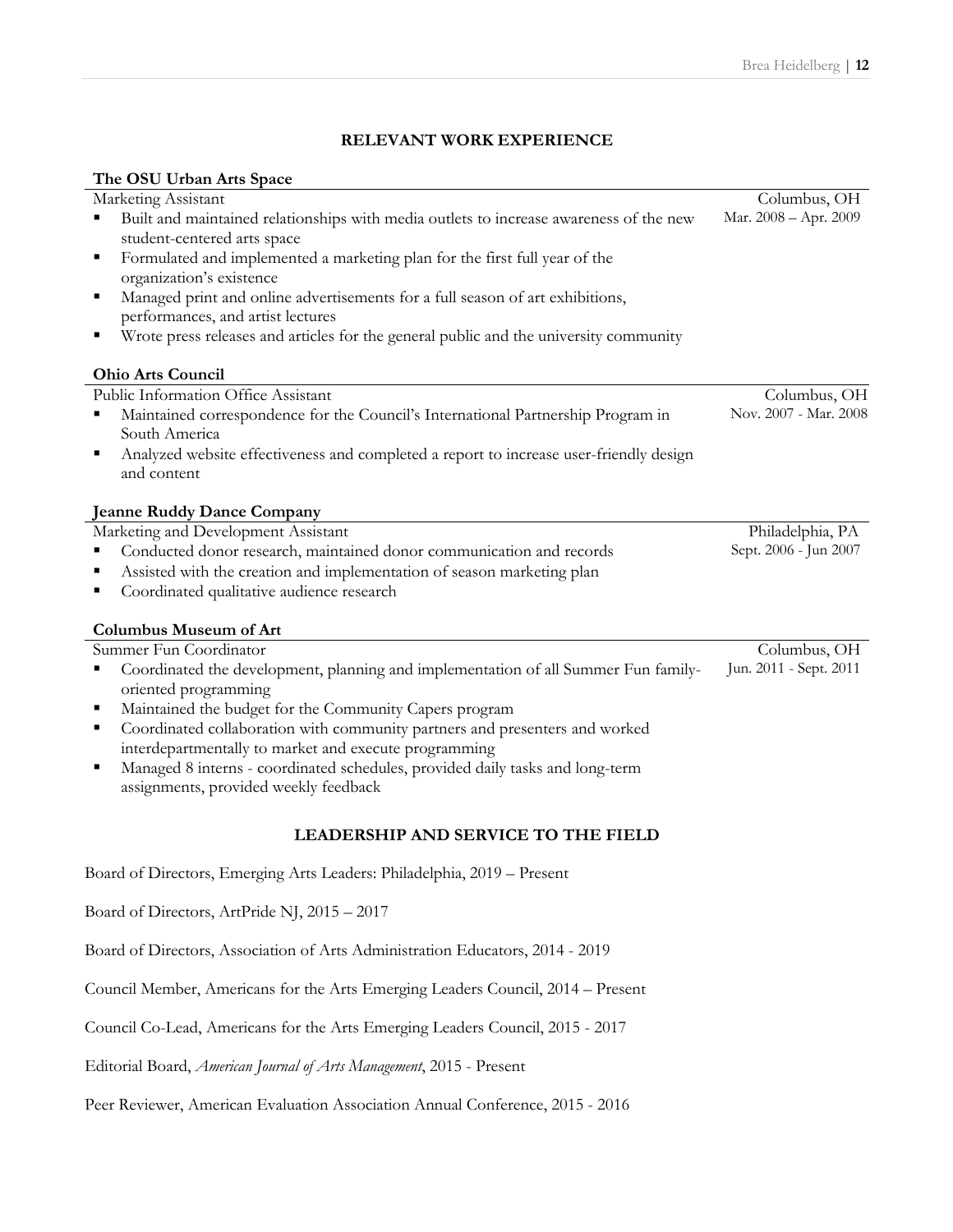## RELEVANT WORK EXPERIENCE

**The OSU Urban Arts Space**

Marketing Assistant — Columbus, OH — Mar. 2008 – Apr. 2009

- Built and maintained relationships with media outlets to increase awareness of the new student-centered arts space
- Formulated and implemented a marketing plan for the first full year of the organization's existence
- Managed print and online advertisements for a full season of art exhibitions, performances, and artist lectures
- Wrote press releases and articles for the general public and the university community

**Ohio Arts Council**

Public Information Office Assistant — Columbus, OH — Nov. 2007 - Mar. 2008

- Maintained correspondence for the Council's International Partnership Program in South America
- Analyzed website effectiveness and completed a report to increase user-friendly design and content

**Jeanne Ruddy Dance Company**

Marketing and Development Assistant — Philadelphia, PA — Sept. 2006 - Jun 2007

- Conducted donor research, maintained donor communication and records
- Assisted with the creation and implementation of season marketing plan
- Coordinated qualitative audience research

**Columbus Museum of Art**

Summer Fun Coordinator — Columbus, OH — Jun. 2011 - Sept. 2011

- Coordinated the development, planning and implementation of all Summer Fun family-oriented programming
- Maintained the budget for the Community Capers program
- Coordinated collaboration with community partners and presenters and worked interdepartmentally to market and execute programming
- Managed 8 interns - coordinated schedules, provided daily tasks and long-term assignments, provided weekly feedback

## LEADERSHIP AND SERVICE TO THE FIELD

Board of Directors, Emerging Arts Leaders: Philadelphia, 2019 – Present

Board of Directors, ArtPride NJ, 2015 – 2017

Board of Directors, Association of Arts Administration Educators, 2014 - 2019

Council Member, Americans for the Arts Emerging Leaders Council, 2014 – Present

Council Co-Lead, Americans for the Arts Emerging Leaders Council, 2015 - 2017

Editorial Board, *American Journal of Arts Management*, 2015 - Present

Peer Reviewer, American Evaluation Association Annual Conference, 2015 - 2016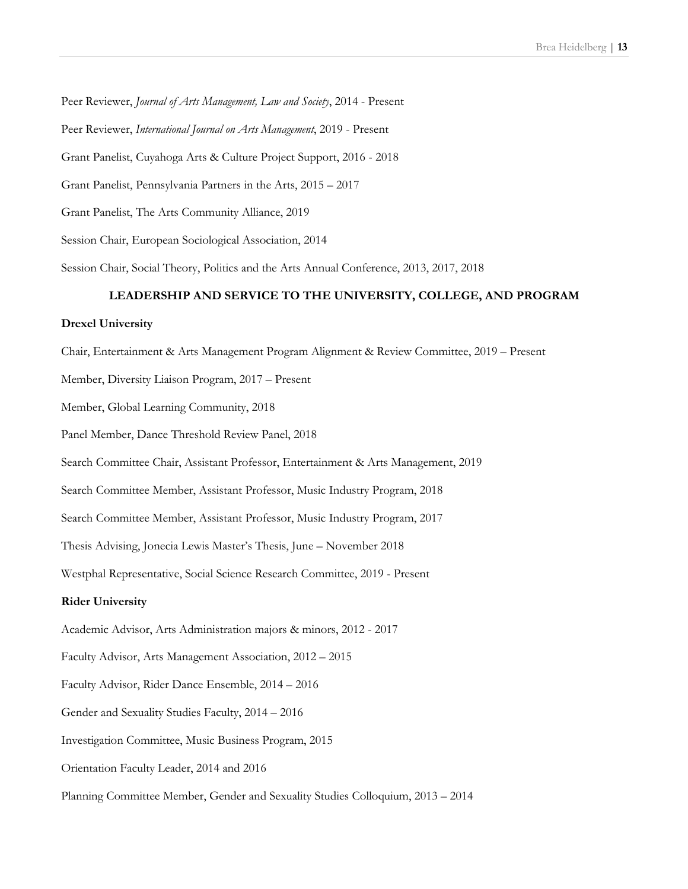Peer Reviewer, *Journal of Arts Management, Law and Society*, 2014 - Present

Peer Reviewer, *International Journal on Arts Management*, 2019 - Present

Grant Panelist, Cuyahoga Arts & Culture Project Support, 2016 - 2018

Grant Panelist, Pennsylvania Partners in the Arts, 2015 – 2017

Grant Panelist, The Arts Community Alliance, 2019

Session Chair, European Sociological Association, 2014

Session Chair, Social Theory, Politics and the Arts Annual Conference, 2013, 2017, 2018

## LEADERSHIP AND SERVICE TO THE UNIVERSITY, COLLEGE, AND PROGRAM

**Drexel University**

Chair, Entertainment & Arts Management Program Alignment & Review Committee, 2019 – Present

Member, Diversity Liaison Program, 2017 – Present

Member, Global Learning Community, 2018

Panel Member, Dance Threshold Review Panel, 2018

Search Committee Chair, Assistant Professor, Entertainment & Arts Management, 2019

Search Committee Member, Assistant Professor, Music Industry Program, 2018

Search Committee Member, Assistant Professor, Music Industry Program, 2017

Thesis Advising, Jonecia Lewis Master's Thesis, June – November 2018

Westphal Representative, Social Science Research Committee, 2019 - Present

**Rider University**

Academic Advisor, Arts Administration majors & minors, 2012 - 2017

Faculty Advisor, Arts Management Association, 2012 – 2015

Faculty Advisor, Rider Dance Ensemble, 2014 – 2016

Gender and Sexuality Studies Faculty, 2014 – 2016

Investigation Committee, Music Business Program, 2015

Orientation Faculty Leader, 2014 and 2016

Planning Committee Member, Gender and Sexuality Studies Colloquium, 2013 – 2014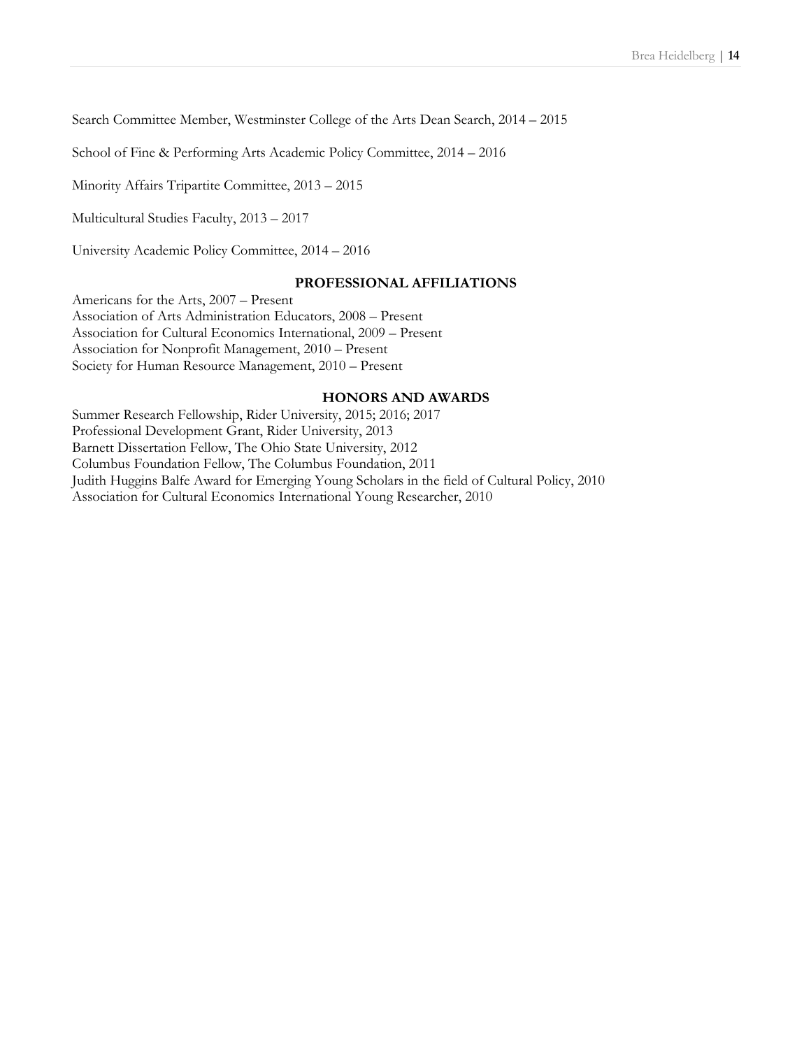Search Committee Member, Westminster College of the Arts Dean Search, 2014 – 2015

School of Fine & Performing Arts Academic Policy Committee, 2014 – 2016

Minority Affairs Tripartite Committee, 2013 – 2015

Multicultural Studies Faculty, 2013 – 2017

University Academic Policy Committee, 2014 – 2016

## PROFESSIONAL AFFILIATIONS

Americans for the Arts, 2007 – Present
Association of Arts Administration Educators, 2008 – Present
Association for Cultural Economics International, 2009 – Present
Association for Nonprofit Management, 2010 – Present
Society for Human Resource Management, 2010 – Present

## HONORS AND AWARDS

Summer Research Fellowship, Rider University, 2015; 2016; 2017
Professional Development Grant, Rider University, 2013
Barnett Dissertation Fellow, The Ohio State University, 2012
Columbus Foundation Fellow, The Columbus Foundation, 2011
Judith Huggins Balfe Award for Emerging Young Scholars in the field of Cultural Policy, 2010
Association for Cultural Economics International Young Researcher, 2010